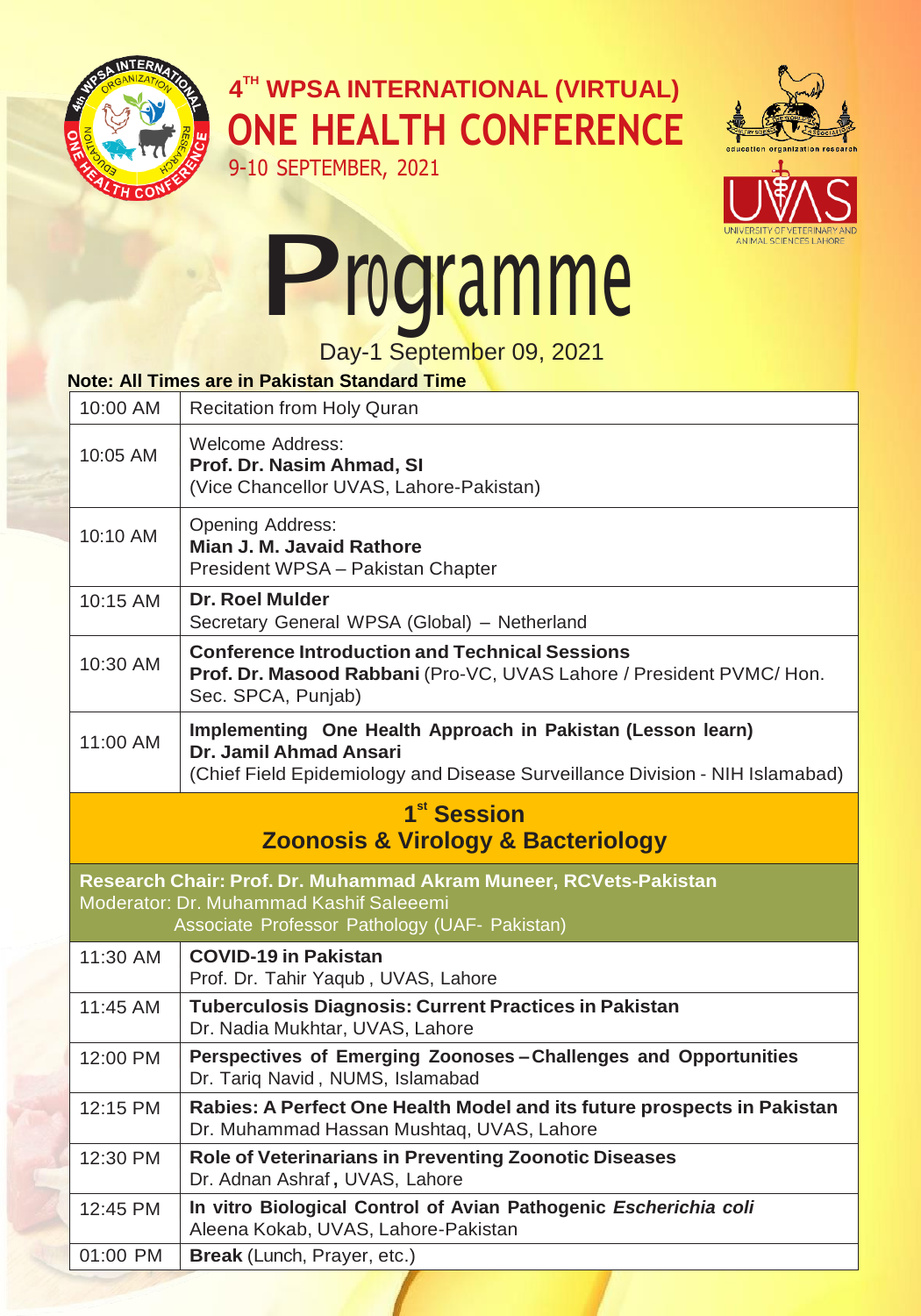# 4[TH] WPSA INTERNATIONAL (VIRTUAL) ONE HEALTH CONFERENCE

9-10 SEPTEMBER, 2021

# Programme

Day-1 September 09, 2021

**Note: All Times are in Pakistan Standard Time**

| | |
|---|---|
| 10:00 AM | Recitation from Holy Quran |
| 10:05 AM | Welcome Address:<br>**Prof. Dr. Nasim Ahmad, SI**<br>(Vice Chancellor UVAS, Lahore-Pakistan) |
| 10:10 AM | Opening Address:<br>**Mian J. M. Javaid Rathore**<br>President WPSA – Pakistan Chapter |
| 10:15 AM | **Dr. Roel Mulder**<br>Secretary General WPSA (Global) – Netherland |
| 10:30 AM | **Conference Introduction and Technical Sessions**<br>**Prof. Dr. Masood Rabbani** (Pro-VC, UVAS Lahore / President PVMC/ Hon. Sec. SPCA, Punjab) |
| 11:00 AM | **Implementing One Health Approach in Pakistan (Lesson learn)**<br>**Dr. Jamil Ahmad Ansari**<br>(Chief Field Epidemiology and Disease Surveillance Division - NIH Islamabad) |

## 1[st] Session
## Zoonosis & Virology & Bacteriology

**Research Chair: Prof. Dr. Muhammad Akram Muneer, RCVets-Pakistan**
Moderator: Dr. Muhammad Kashif Saleeemi
Associate Professor Pathology (UAF- Pakistan)

| | |
|---|---|
| 11:30 AM | **COVID-19 in Pakistan**<br>Prof. Dr. Tahir Yaqub , UVAS, Lahore |
| 11:45 AM | **Tuberculosis Diagnosis: Current Practices in Pakistan**<br>Dr. Nadia Mukhtar, UVAS, Lahore |
| 12:00 PM | **Perspectives of Emerging Zoonoses – Challenges and Opportunities**<br>Dr. Tariq Navid , NUMS, Islamabad |
| 12:15 PM | **Rabies: A Perfect One Health Model and its future prospects in Pakistan**<br>Dr. Muhammad Hassan Mushtaq, UVAS, Lahore |
| 12:30 PM | **Role of Veterinarians in Preventing Zoonotic Diseases**<br>Dr. Adnan Ashraf , UVAS, Lahore |
| 12:45 PM | **In vitro Biological Control of Avian Pathogenic *Escherichia coli***<br>Aleena Kokab, UVAS, Lahore-Pakistan |
| 01:00 PM | **Break** (Lunch, Prayer, etc.) |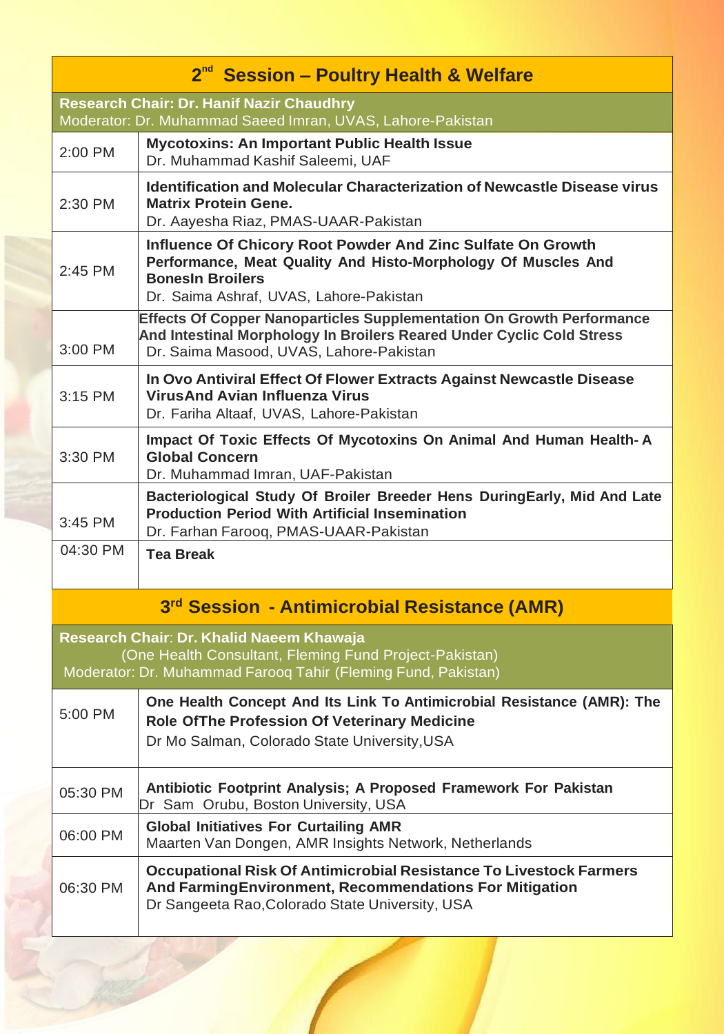## 2nd Session – Poultry Health & Welfare

**Research Chair: Dr. Hanif Nazir Chaudhry**
Moderator: Dr. Muhammad Saeed Imran, UVAS, Lahore-Pakistan

| Time | Session |
|---|---|
| 2:00 PM | **Mycotoxins: An Important Public Health Issue**<br>Dr. Muhammad Kashif Saleemi, UAF |
| 2:30 PM | **Identification and Molecular Characterization of Newcastle Disease virus Matrix Protein Gene.**<br>Dr. Aayesha Riaz, PMAS-UAAR-Pakistan |
| 2:45 PM | **Influence Of Chicory Root Powder And Zinc Sulfate On Growth Performance, Meat Quality And Histo-Morphology Of Muscles And BonesIn Broilers**<br>Dr. Saima Ashraf, UVAS, Lahore-Pakistan |
| 3:00 PM | **Effects Of Copper Nanoparticles Supplementation On Growth Performance And Intestinal Morphology In Broilers Reared Under Cyclic Cold Stress**<br>Dr. Saima Masood, UVAS, Lahore-Pakistan |
| 3:15 PM | **In Ovo Antiviral Effect Of Flower Extracts Against Newcastle Disease VirusAnd Avian Influenza Virus**<br>Dr. Fariha Altaaf, UVAS, Lahore-Pakistan |
| 3:30 PM | **Impact Of Toxic Effects Of Mycotoxins On Animal And Human Health- A Global Concern**<br>Dr. Muhammad Imran, UAF-Pakistan |
| 3:45 PM | **Bacteriological Study Of Broiler Breeder Hens DuringEarly, Mid And Late Production Period With Artificial Insemination**<br>Dr. Farhan Farooq, PMAS-UAAR-Pakistan |
| 04:30 PM | **Tea Break** |

## 3rd Session - Antimicrobial Resistance (AMR)

**Research Chair: Dr. Khalid Naeem Khawaja**
(One Health Consultant, Fleming Fund Project-Pakistan)
Moderator: Dr. Muhammad Farooq Tahir (Fleming Fund, Pakistan)

| Time | Session |
|---|---|
| 5:00 PM | **One Health Concept And Its Link To Antimicrobial Resistance (AMR): The Role OfThe Profession Of Veterinary Medicine**<br>Dr Mo Salman, Colorado State University,USA |
| 05:30 PM | **Antibiotic Footprint Analysis; A Proposed Framework For Pakistan**<br>Dr Sam Orubu, Boston University, USA |
| 06:00 PM | **Global Initiatives For Curtailing AMR**<br>Maarten Van Dongen, AMR Insights Network, Netherlands |
| 06:30 PM | **Occupational Risk Of Antimicrobial Resistance To Livestock Farmers And FarmingEnvironment, Recommendations For Mitigation**<br>Dr Sangeeta Rao,Colorado State University, USA |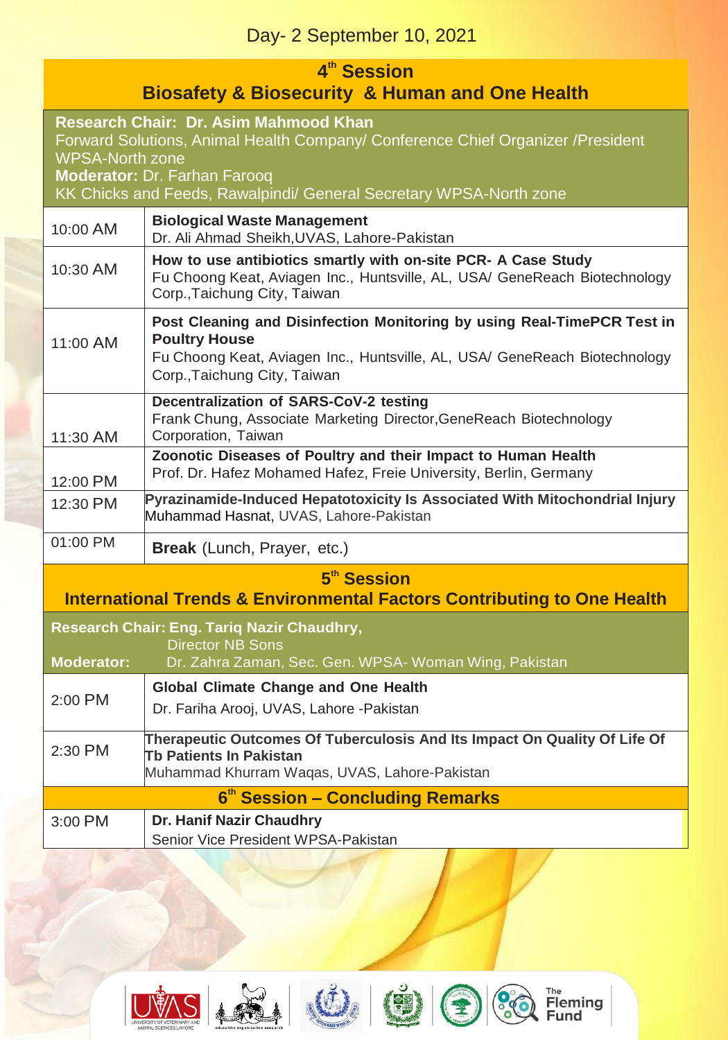# Day- 2 September 10, 2021

## 4th Session
## Biosafety & Biosecurity & Human and One Health

**Research Chair: Dr. Asim Mahmood Khan**
Forward Solutions, Animal Health Company/ Conference Chief Organizer /President WPSA-North zone
**Moderator:** Dr. Farhan Farooq
KK Chicks and Feeds, Rawalpindi/ General Secretary WPSA-North zone

| | |
|---|---|
| 10:00 AM | **Biological Waste Management**<br>Dr. Ali Ahmad Sheikh,UVAS, Lahore-Pakistan |
| 10:30 AM | **How to use antibiotics smartly with on-site PCR- A Case Study**<br>Fu Choong Keat, Aviagen Inc., Huntsville, AL, USA/ GeneReach Biotechnology Corp.,Taichung City, Taiwan |
| 11:00 AM | **Post Cleaning and Disinfection Monitoring by using Real-TimePCR Test in Poultry House**<br>Fu Choong Keat, Aviagen Inc., Huntsville, AL, USA/ GeneReach Biotechnology Corp.,Taichung City, Taiwan |
| 11:30 AM | **Decentralization of SARS-CoV-2 testing**<br>Frank Chung, Associate Marketing Director,GeneReach Biotechnology Corporation, Taiwan |
| 12:00 PM | **Zoonotic Diseases of Poultry and their Impact to Human Health**<br>Prof. Dr. Hafez Mohamed Hafez, Freie University, Berlin, Germany |
| 12:30 PM | **Pyrazinamide-Induced Hepatotoxicity Is Associated With Mitochondrial Injury**<br>Muhammad Hasnat, UVAS, Lahore-Pakistan |
| 01:00 PM | **Break** (Lunch, Prayer, etc.) |

## 5th Session
## International Trends & Environmental Factors Contributing to One Health

**Research Chair: Eng. Tariq Nazir Chaudhry,**
Director NB Sons
**Moderator:** Dr. Zahra Zaman, Sec. Gen. WPSA- Woman Wing, Pakistan

| | |
|---|---|
| 2:00 PM | **Global Climate Change and One Health**<br>Dr. Fariha Arooj, UVAS, Lahore -Pakistan |
| 2:30 PM | **Therapeutic Outcomes Of Tuberculosis And Its Impact On Quality Of Life Of Tb Patients In Pakistan**<br>Muhammad Khurram Waqas, UVAS, Lahore-Pakistan |

## 6th Session – Concluding Remarks

| | |
|---|---|
| 3:00 PM | **Dr. Hanif Nazir Chaudhy**<br>Senior Vice President WPSA-Pakistan |

UVAS UNIVERSITY OF VETERINARY AND ANIMAL SCIENCES LAHORE

The Fleming Fund